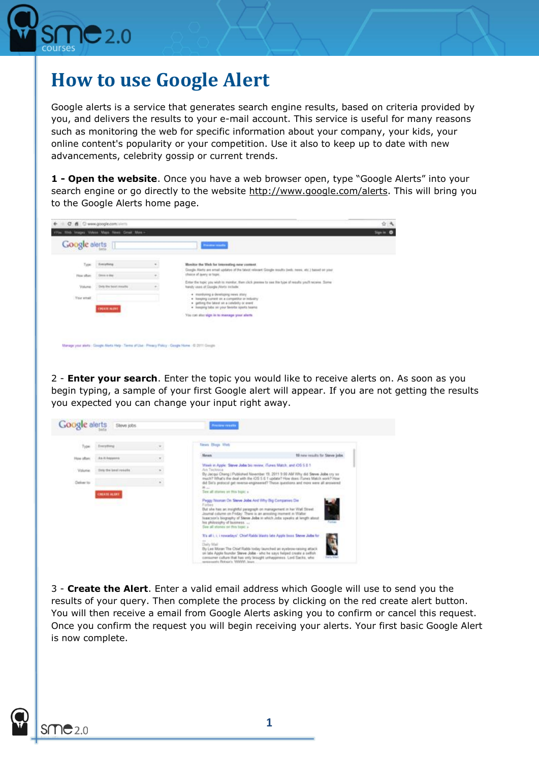# How to use Google Alert

Google alerts is a service that generates search engine results, based on criteria provided by you, and delivers the results to your e-mail account. This service is useful for many reasons such as monitoring the web for specific information about your company, your kids, your online content's popularity or your competition. Use it also to keep up to date with new advancements, celebrity gossip or current trends.

**1 - Open the website**. Once you have a web browser open, type "Google Alerts" into your search engine or go directly to the website http://www.google.com/alerts. This will bring you to the Google Alerts home page.

2 - **Enter your search**. Enter the topic you would like to receive alerts on. As soon as you begin typing, a sample of your first Google alert will appear. If you are not getting the results you expected you can change your input right away.

3 - **Create the Alert**. Enter a valid email address which Google will use to send you the results of your query. Then complete the process by clicking on the red create alert button. You will then receive a email from Google Alerts asking you to confirm or cancel this request. Once you confirm the request you will begin receiving your alerts. Your first basic Google Alert is now complete.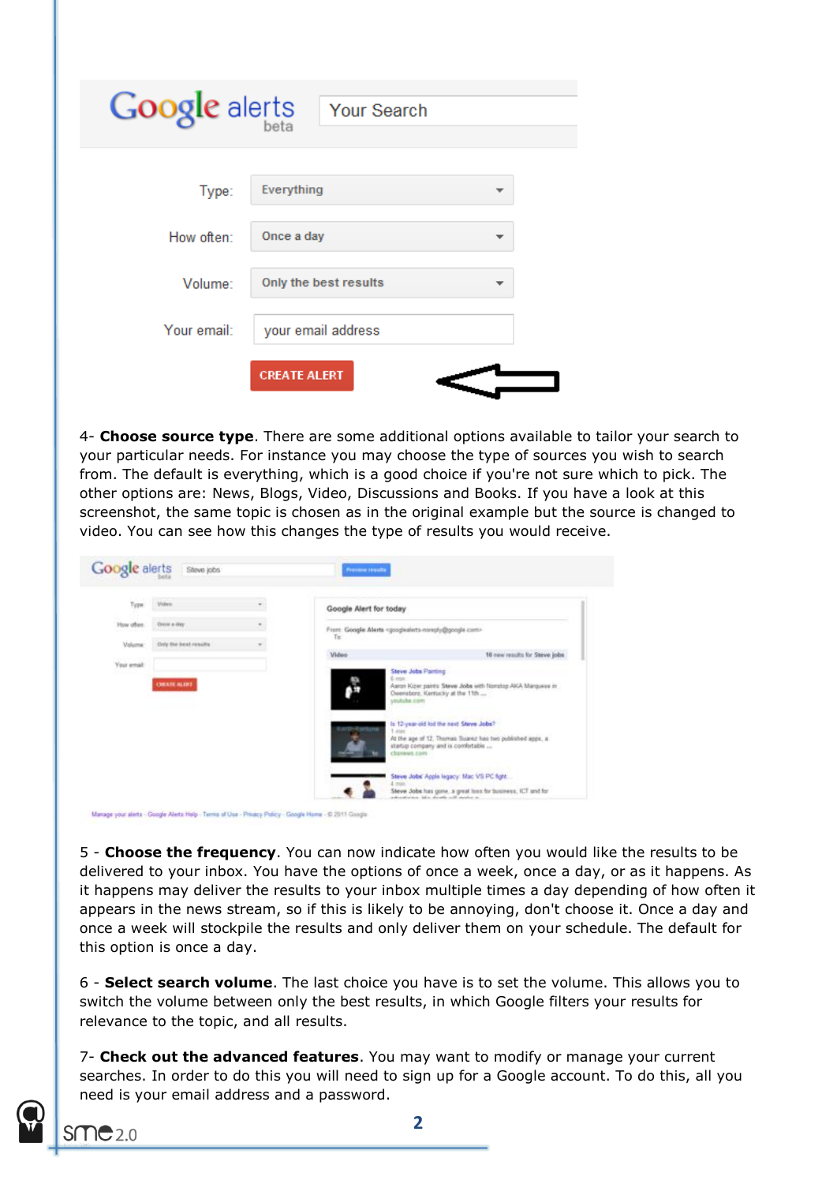4- **Choose source type**. There are some additional options available to tailor your search to your particular needs. For instance you may choose the type of sources you wish to search from. The default is everything, which is a good choice if you're not sure which to pick. The other options are: News, Blogs, Video, Discussions and Books. If you have a look at this screenshot, the same topic is chosen as in the original example but the source is changed to video. You can see how this changes the type of results you would receive.

5 - **Choose the frequency**. You can now indicate how often you would like the results to be delivered to your inbox. You have the options of once a week, once a day, or as it happens. As it happens may deliver the results to your inbox multiple times a day depending of how often it appears in the news stream, so if this is likely to be annoying, don't choose it. Once a day and once a week will stockpile the results and only deliver them on your schedule. The default for this option is once a day.

6 - **Select search volume**. The last choice you have is to set the volume. This allows you to switch the volume between only the best results, in which Google filters your results for relevance to the topic, and all results.

7- **Check out the advanced features**. You may want to modify or manage your current searches. In order to do this you will need to sign up for a Google account. To do this, all you need is your email address and a password.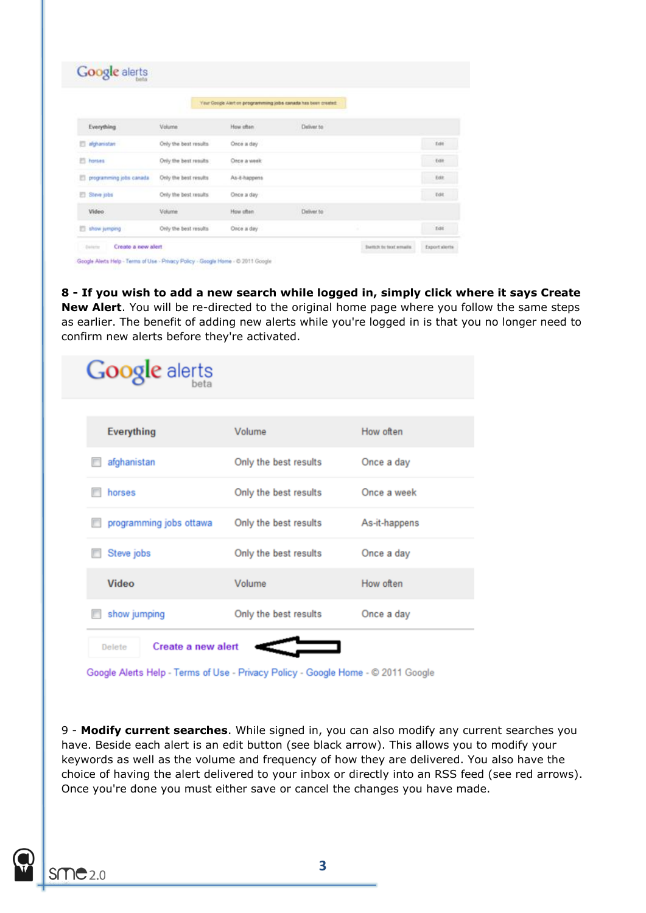8 - **If you wish to add a new search while logged in, simply click where it says Create New Alert**. You will be re-directed to the original home page where you follow the same steps as earlier. The benefit of adding new alerts while you're logged in is that you no longer need to confirm new alerts before they're activated.

9 - **Modify current searches**. While signed in, you can also modify any current searches you have. Beside each alert is an edit button (see black arrow). This allows you to modify your keywords as well as the volume and frequency of how they are delivered. You also have the choice of having the alert delivered to your inbox or directly into an RSS feed (see red arrows). Once you're done you must either save or cancel the changes you have made.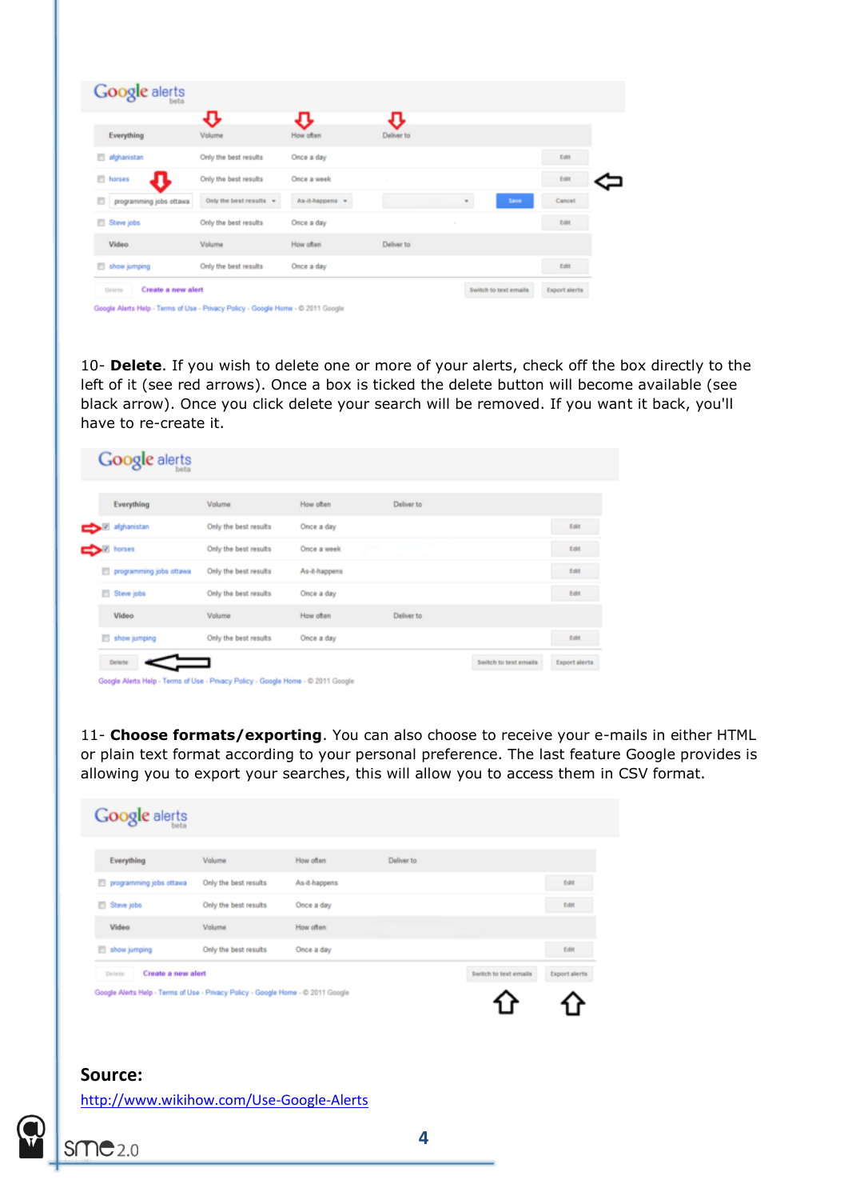10- **Delete**. If you wish to delete one or more of your alerts, check off the box directly to the left of it (see red arrows). Once a box is ticked the delete button will become available (see black arrow). Once you click delete your search will be removed. If you want it back, you'll have to re-create it.

11- **Choose formats/exporting**. You can also choose to receive your e-mails in either HTML or plain text format according to your personal preference. The last feature Google provides is allowing you to export your searches, this will allow you to access them in CSV format.

**Source:**

http://www.wikihow.com/Use-Google-Alerts